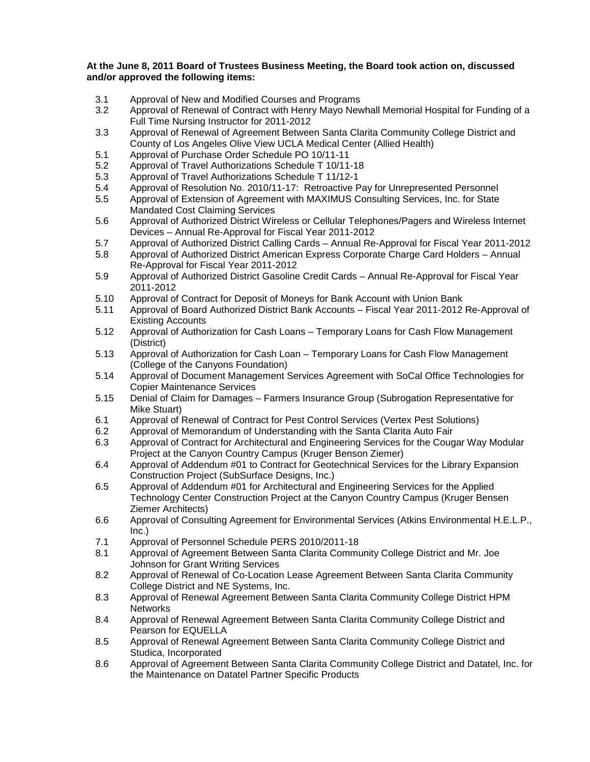**At the June 8, 2011 Board of Trustees Business Meeting, the Board took action on, discussed and/or approved the following items:**

- 3.1 Approval of New and Modified Courses and Programs
- 3.2 Approval of Renewal of Contract with Henry Mayo Newhall Memorial Hospital for Funding of a Full Time Nursing Instructor for 2011-2012
- 3.3 Approval of Renewal of Agreement Between Santa Clarita Community College District and County of Los Angeles Olive View UCLA Medical Center (Allied Health)
- 5.1 Approval of Purchase Order Schedule PO 10/11-11
- 5.2 Approval of Travel Authorizations Schedule T 10/11-18
- 5.3 Approval of Travel Authorizations Schedule T 11/12-1
- 5.4 Approval of Resolution No. 2010/11-17: Retroactive Pay for Unrepresented Personnel
- 5.5 Approval of Extension of Agreement with MAXIMUS Consulting Services, Inc. for State Mandated Cost Claiming Services
- 5.6 Approval of Authorized District Wireless or Cellular Telephones/Pagers and Wireless Internet Devices – Annual Re-Approval for Fiscal Year 2011-2012
- 5.7 Approval of Authorized District Calling Cards – Annual Re-Approval for Fiscal Year 2011-2012
- 5.8 Approval of Authorized District American Express Corporate Charge Card Holders – Annual Re-Approval for Fiscal Year 2011-2012
- 5.9 Approval of Authorized District Gasoline Credit Cards – Annual Re-Approval for Fiscal Year 2011-2012
- 5.10 Approval of Contract for Deposit of Moneys for Bank Account with Union Bank
- 5.11 Approval of Board Authorized District Bank Accounts – Fiscal Year 2011-2012 Re-Approval of Existing Accounts
- 5.12 Approval of Authorization for Cash Loans – Temporary Loans for Cash Flow Management (District)
- 5.13 Approval of Authorization for Cash Loan – Temporary Loans for Cash Flow Management (College of the Canyons Foundation)
- 5.14 Approval of Document Management Services Agreement with SoCal Office Technologies for Copier Maintenance Services
- 5.15 Denial of Claim for Damages – Farmers Insurance Group (Subrogation Representative for Mike Stuart)
- 6.1 Approval of Renewal of Contract for Pest Control Services (Vertex Pest Solutions)
- 6.2 Approval of Memorandum of Understanding with the Santa Clarita Auto Fair
- 6.3 Approval of Contract for Architectural and Engineering Services for the Cougar Way Modular Project at the Canyon Country Campus (Kruger Benson Ziemer)
- 6.4 Approval of Addendum #01 to Contract for Geotechnical Services for the Library Expansion Construction Project (SubSurface Designs, Inc.)
- 6.5 Approval of Addendum #01 for Architectural and Engineering Services for the Applied Technology Center Construction Project at the Canyon Country Campus (Kruger Bensen Ziemer Architects)
- 6.6 Approval of Consulting Agreement for Environmental Services (Atkins Environmental H.E.L.P., Inc.)
- 7.1 Approval of Personnel Schedule PERS 2010/2011-18
- 8.1 Approval of Agreement Between Santa Clarita Community College District and Mr. Joe Johnson for Grant Writing Services
- 8.2 Approval of Renewal of Co-Location Lease Agreement Between Santa Clarita Community College District and NE Systems, Inc.
- 8.3 Approval of Renewal Agreement Between Santa Clarita Community College District HPM Networks
- 8.4 Approval of Renewal Agreement Between Santa Clarita Community College District and Pearson for EQUELLA
- 8.5 Approval of Renewal Agreement Between Santa Clarita Community College District and Studica, Incorporated
- 8.6 Approval of Agreement Between Santa Clarita Community College District and Datatel, Inc. for the Maintenance on Datatel Partner Specific Products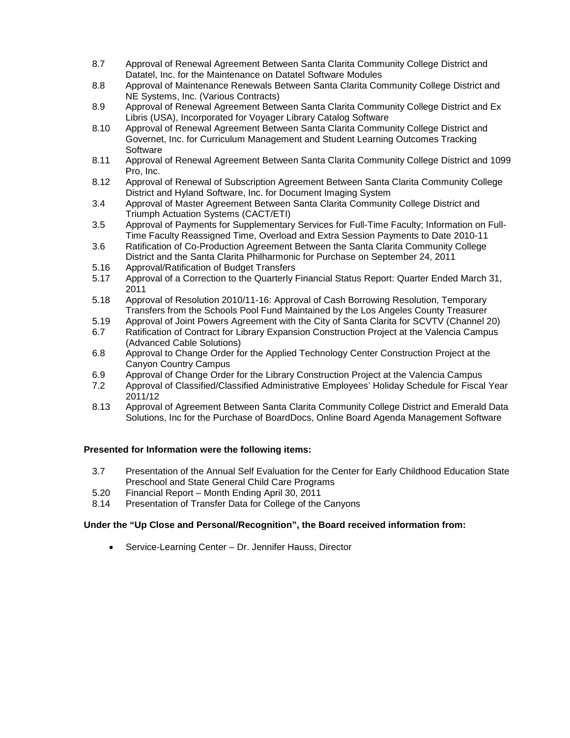8.7 Approval of Renewal Agreement Between Santa Clarita Community College District and Datatel, Inc. for the Maintenance on Datatel Software Modules
8.8 Approval of Maintenance Renewals Between Santa Clarita Community College District and NE Systems, Inc. (Various Contracts)
8.9 Approval of Renewal Agreement Between Santa Clarita Community College District and Ex Libris (USA), Incorporated for Voyager Library Catalog Software
8.10 Approval of Renewal Agreement Between Santa Clarita Community College District and Governet, Inc. for Curriculum Management and Student Learning Outcomes Tracking Software
8.11 Approval of Renewal Agreement Between Santa Clarita Community College District and 1099 Pro, Inc.
8.12 Approval of Renewal of Subscription Agreement Between Santa Clarita Community College District and Hyland Software, Inc. for Document Imaging System
3.4 Approval of Master Agreement Between Santa Clarita Community College District and Triumph Actuation Systems (CACT/ETI)
3.5 Approval of Payments for Supplementary Services for Full-Time Faculty; Information on Full-Time Faculty Reassigned Time, Overload and Extra Session Payments to Date 2010-11
3.6 Ratification of Co-Production Agreement Between the Santa Clarita Community College District and the Santa Clarita Philharmonic for Purchase on September 24, 2011
5.16 Approval/Ratification of Budget Transfers
5.17 Approval of a Correction to the Quarterly Financial Status Report: Quarter Ended March 31, 2011
5.18 Approval of Resolution 2010/11-16: Approval of Cash Borrowing Resolution, Temporary Transfers from the Schools Pool Fund Maintained by the Los Angeles County Treasurer
5.19 Approval of Joint Powers Agreement with the City of Santa Clarita for SCVTV (Channel 20)
6.7 Ratification of Contract for Library Expansion Construction Project at the Valencia Campus (Advanced Cable Solutions)
6.8 Approval to Change Order for the Applied Technology Center Construction Project at the Canyon Country Campus
6.9 Approval of Change Order for the Library Construction Project at the Valencia Campus
7.2 Approval of Classified/Classified Administrative Employees' Holiday Schedule for Fiscal Year 2011/12
8.13 Approval of Agreement Between Santa Clarita Community College District and Emerald Data Solutions, Inc for the Purchase of BoardDocs, Online Board Agenda Management Software

**Presented for Information were the following items:**

3.7 Presentation of the Annual Self Evaluation for the Center for Early Childhood Education State Preschool and State General Child Care Programs
5.20 Financial Report – Month Ending April 30, 2011
8.14 Presentation of Transfer Data for College of the Canyons

**Under the "Up Close and Personal/Recognition", the Board received information from:**

- Service-Learning Center – Dr. Jennifer Hauss, Director